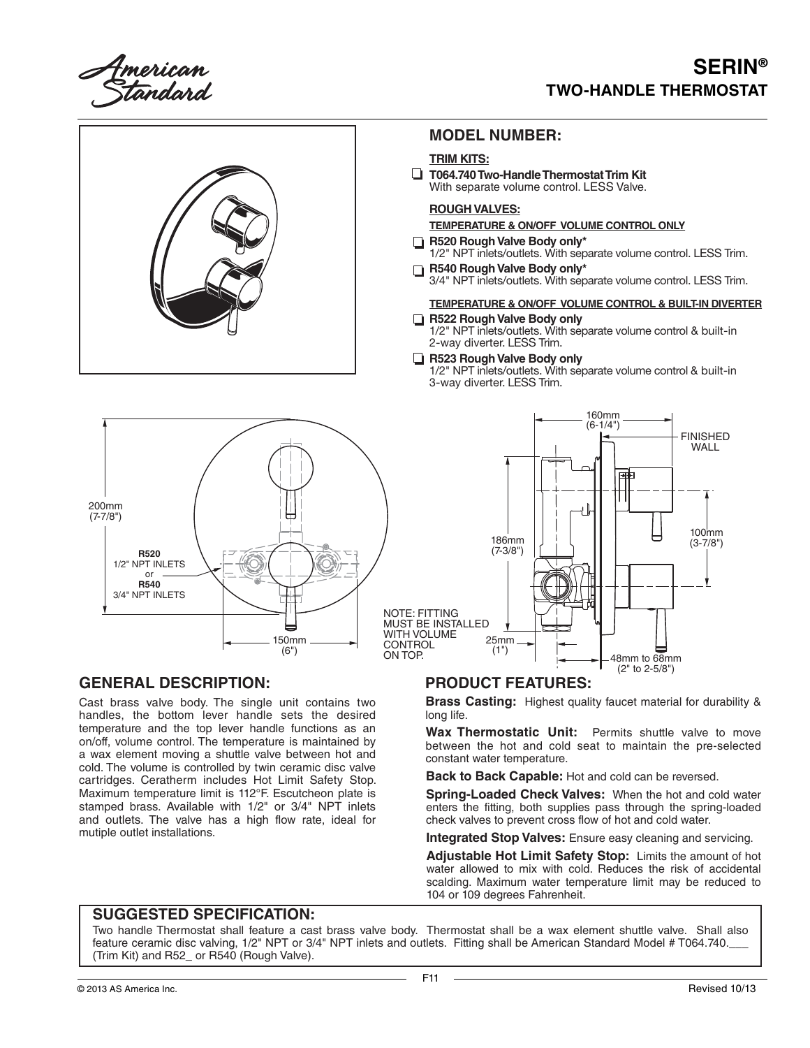# SERIN®

## TWO-HANDLE THERMOSTAT

## MODEL NUMBER:

**TRIM KITS:**

- ☐ **T064.740 Two-Handle Thermostat Trim Kit**
  With separate volume control. LESS Valve.

**ROUGH VALVES:**

**TEMPERATURE & ON/OFF VOLUME CONTROL ONLY**

- ☐ **R520 Rough Valve Body only***
  1/2" NPT inlets/outlets. With separate volume control. LESS Trim.
- ☐ **R540 Rough Valve Body only***
  3/4" NPT inlets/outlets. With separate volume control. LESS Trim.

**TEMPERATURE & ON/OFF VOLUME CONTROL & BUILT-IN DIVERTER**

- ☐ **R522 Rough Valve Body only**
  1/2" NPT inlets/outlets. With separate volume control & built-in 2-way diverter. LESS Trim.
- ☐ **R523 Rough Valve Body only**
  1/2" NPT inlets/outlets. With separate volume control & built-in 3-way diverter. LESS Trim.

200mm (7-7/8")

**R520** 1/2" NPT INLETS or **R540** 3/4" NPT INLETS

150mm (6")

160mm (6-1/4")

FINISHED WALL

186mm (7-3/8")

100mm (3-7/8")

25mm (1")

48mm to 68mm (2" to 2-5/8")

NOTE: FITTING MUST BE INSTALLED WITH VOLUME CONTROL ON TOP.

## GENERAL DESCRIPTION:

Cast brass valve body. The single unit contains two handles, the bottom lever handle sets the desired temperature and the top lever handle functions as an on/off, volume control. The temperature is maintained by a wax element moving a shuttle valve between hot and cold. The volume is controlled by twin ceramic disc valve cartridges. Ceratherm includes Hot Limit Safety Stop. Maximum temperature limit is 112°F. Escutcheon plate is stamped brass. Available with 1/2" or 3/4" NPT inlets and outlets. The valve has a high flow rate, ideal for mutiple outlet installations.

## PRODUCT FEATURES:

**Brass Casting:** Highest quality faucet material for durability & long life.

**Wax Thermostatic Unit:** Permits shuttle valve to move between the hot and cold seat to maintain the pre-selected constant water temperature.

**Back to Back Capable:** Hot and cold can be reversed.

**Spring-Loaded Check Valves:** When the hot and cold water enters the fitting, both supplies pass through the spring-loaded check valves to prevent cross flow of hot and cold water.

**Integrated Stop Valves:** Ensure easy cleaning and servicing.

**Adjustable Hot Limit Safety Stop:** Limits the amount of hot water allowed to mix with cold. Reduces the risk of accidental scalding. Maximum water temperature limit may be reduced to 104 or 109 degrees Fahrenheit.

## SUGGESTED SPECIFICATION:

Two handle Thermostat shall feature a cast brass valve body. Thermostat shall be a wax element shuttle valve. Shall also feature ceramic disc valving, 1/2" NPT or 3/4" NPT inlets and outlets. Fitting shall be American Standard Model # T064.740.___ (Trim Kit) and R52_ or R540 (Rough Valve).

© 2013 AS America Inc.

Revised 10/13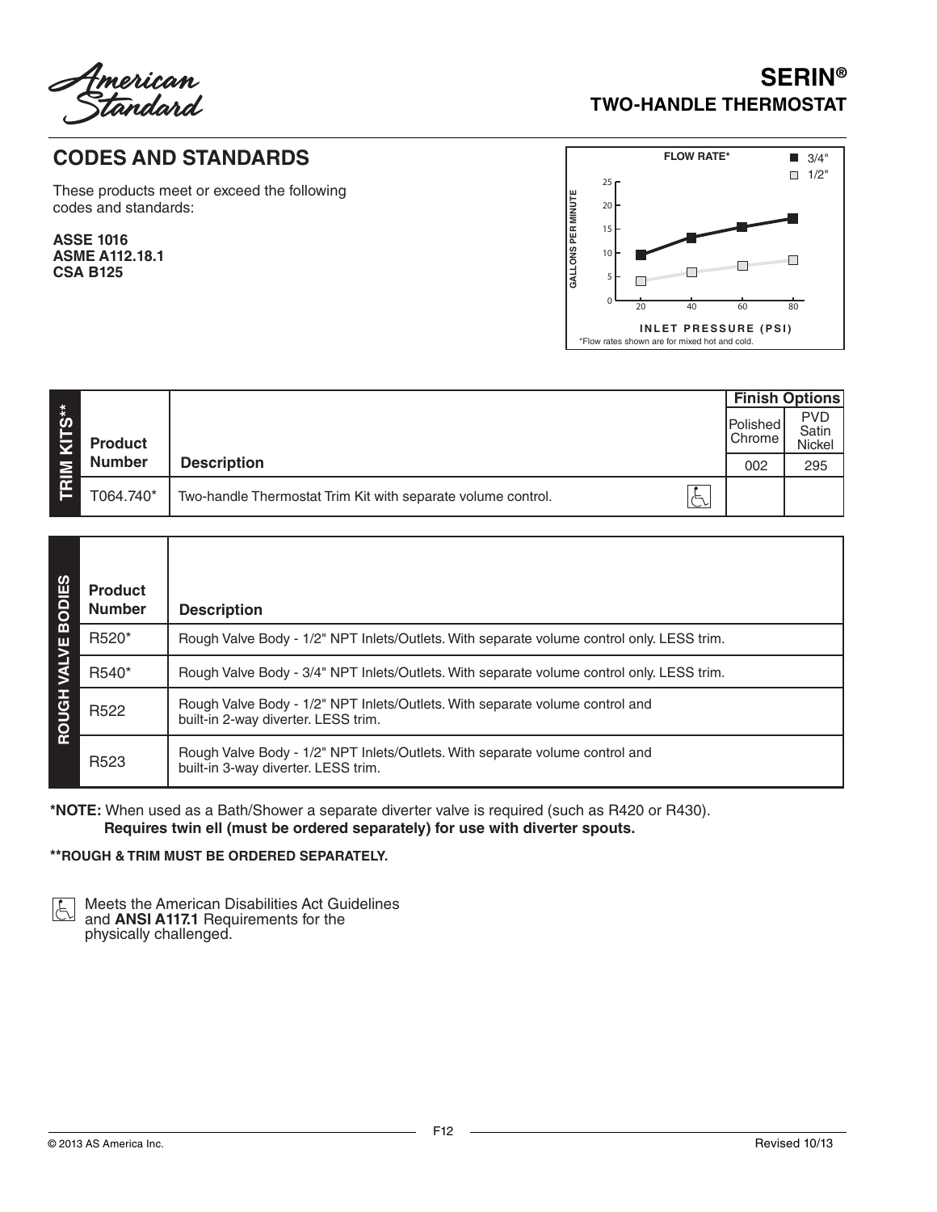# SERIN®

## TWO-HANDLE THERMOSTAT

## CODES AND STANDARDS

These products meet or exceed the following codes and standards:

**ASSE 1016**
**ASME A112.18.1**
**CSA B125**

FLOW RATE*

3/4"
1/2"

GALLONS PER MINUTE

25
20
15
10
5
0

20 40 60 80

INLET PRESSURE (PSI)

*Flow rates shown are for mixed hot and cold.

| TRIM KITS** | | | Finish Options | |
|---|---|---|---|---|
| | | | Polished Chrome | PVD Satin Nickel |
| Product Number | Description | | 002 | 295 |
| T064.740* | Two-handle Thermostat Trim Kit with separate volume control. | ♿ | | |

| ROUGH VALVE BODIES | |
|---|---|
| Product Number | Description |
| R520* | Rough Valve Body - 1/2" NPT Inlets/Outlets. With separate volume control only. LESS trim. |
| R540* | Rough Valve Body - 3/4" NPT Inlets/Outlets. With separate volume control only. LESS trim. |
| R522 | Rough Valve Body - 1/2" NPT Inlets/Outlets. With separate volume control and built-in 2-way diverter. LESS trim. |
| R523 | Rough Valve Body - 1/2" NPT Inlets/Outlets. With separate volume control and built-in 3-way diverter. LESS trim. |

***NOTE:** When used as a Bath/Shower a separate diverter valve is required (such as R420 or R430).
**Requires twin ell (must be ordered separately) for use with diverter spouts.**

****ROUGH & TRIM MUST BE ORDERED SEPARATELY.**

♿ Meets the American Disabilities Act Guidelines and **ANSI A117.1** Requirements for the physically challenged.

© 2013 AS America Inc.

Revised 10/13